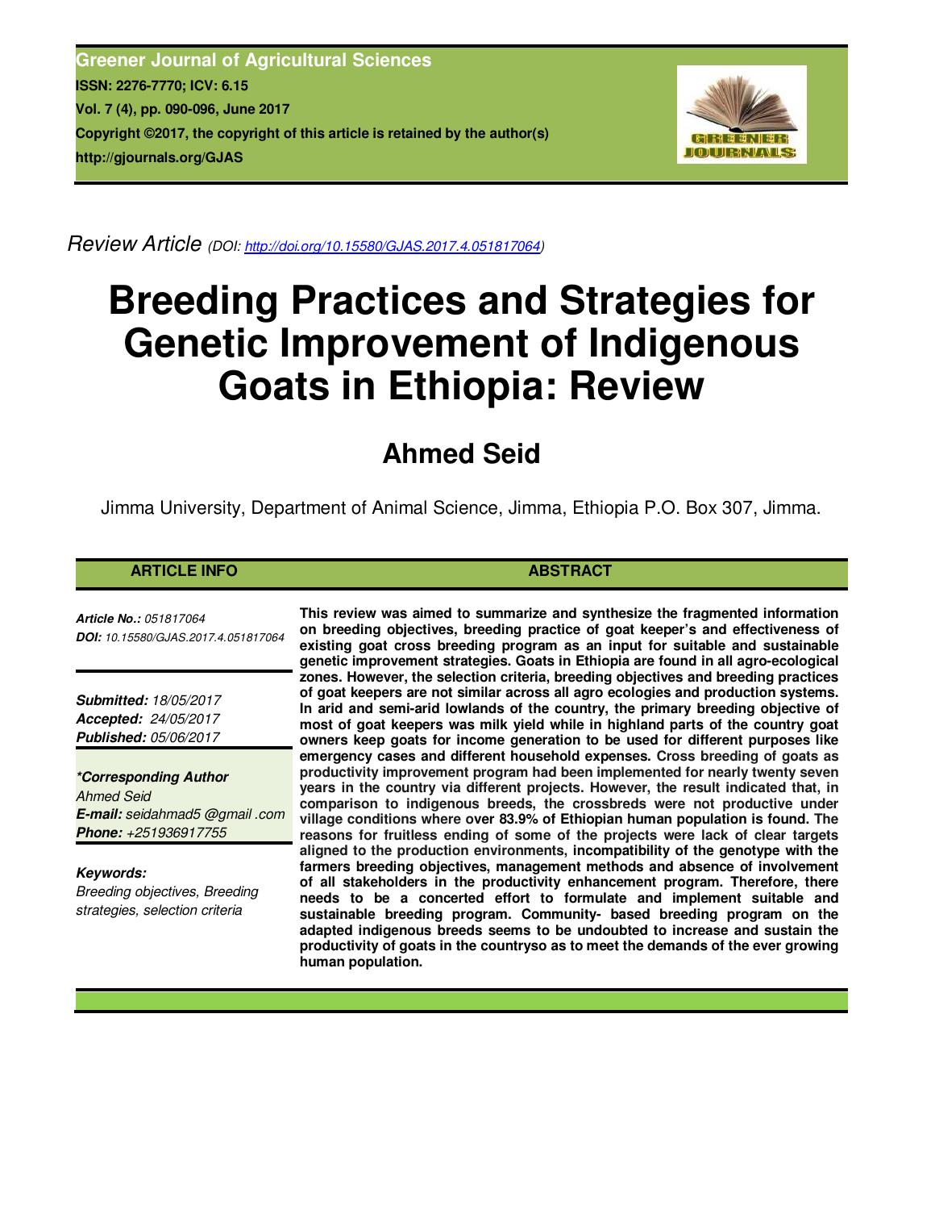**Greener Journal of Agricultural Sciences**
**ISSN: 2276-7770; ICV: 6.15**
**Vol. 7 (4), pp. 090-096, June 2017**
**Copyright ©2017, the copyright of this article is retained by the author(s)**
**http://gjournals.org/GJAS**

*Review Article* *(DOI: http://doi.org/10.15580/GJAS.2017.4.051817064)*

# Breeding Practices and Strategies for Genetic Improvement of Indigenous Goats in Ethiopia: Review

## Ahmed Seid

Jimma University, Department of Animal Science, Jimma, Ethiopia P.O. Box 307, Jimma.

### ARTICLE INFO

***Article No.:*** *051817064*
***DOI:*** *10.15580/GJAS.2017.4.051817064*

***Submitted:*** *18/05/2017*
***Accepted:*** *24/05/2017*
***Published:*** *05/06/2017*

***\*Corresponding Author***
*Ahmed Seid*
***E-mail:*** *seidahmad5 @gmail .com*
***Phone:*** *+251936917755*

***Keywords:***
*Breeding objectives, Breeding strategies, selection criteria*

### ABSTRACT

**This review was aimed to summarize and synthesize the fragmented information on breeding objectives, breeding practice of goat keeper's and effectiveness of existing goat cross breeding program as an input for suitable and sustainable genetic improvement strategies. Goats in Ethiopia are found in all agro-ecological zones. However, the selection criteria, breeding objectives and breeding practices of goat keepers are not similar across all agro ecologies and production systems. In arid and semi-arid lowlands of the country, the primary breeding objective of most of goat keepers was milk yield while in highland parts of the country goat owners keep goats for income generation to be used for different purposes like emergency cases and different household expenses. Cross breeding of goats as productivity improvement program had been implemented for nearly twenty seven years in the country via different projects. However, the result indicated that, in comparison to indigenous breeds, the crossbreds were not productive under village conditions where over 83.9% of Ethiopian human population is found. The reasons for fruitless ending of some of the projects were lack of clear targets aligned to the production environments, incompatibility of the genotype with the farmers breeding objectives, management methods and absence of involvement of all stakeholders in the productivity enhancement program. Therefore, there needs to be a concerted effort to formulate and implement suitable and sustainable breeding program. Community- based breeding program on the adapted indigenous breeds seems to be undoubted to increase and sustain the productivity of goats in the countryso as to meet the demands of the ever growing human population.**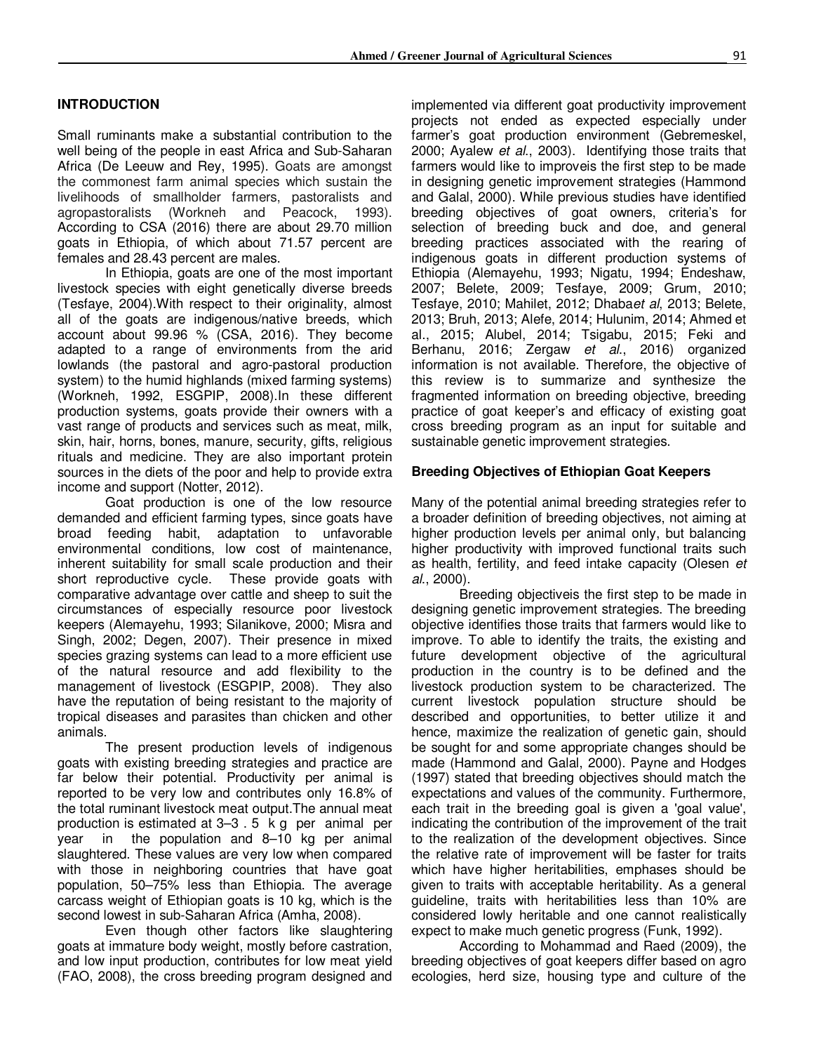## INTRODUCTION

Small ruminants make a substantial contribution to the well being of the people in east Africa and Sub-Saharan Africa (De Leeuw and Rey, 1995). Goats are amongst the commonest farm animal species which sustain the livelihoods of smallholder farmers, pastoralists and agropastoralists (Workneh and Peacock, 1993). According to CSA (2016) there are about 29.70 million goats in Ethiopia, of which about 71.57 percent are females and 28.43 percent are males.

In Ethiopia, goats are one of the most important livestock species with eight genetically diverse breeds (Tesfaye, 2004).With respect to their originality, almost all of the goats are indigenous/native breeds, which account about 99.96 % (CSA, 2016). They become adapted to a range of environments from the arid lowlands (the pastoral and agro-pastoral production system) to the humid highlands (mixed farming systems) (Workneh, 1992, ESGPIP, 2008).In these different production systems, goats provide their owners with a vast range of products and services such as meat, milk, skin, hair, horns, bones, manure, security, gifts, religious rituals and medicine. They are also important protein sources in the diets of the poor and help to provide extra income and support (Notter, 2012).

Goat production is one of the low resource demanded and efficient farming types, since goats have broad feeding habit, adaptation to unfavorable environmental conditions, low cost of maintenance, inherent suitability for small scale production and their short reproductive cycle. These provide goats with comparative advantage over cattle and sheep to suit the circumstances of especially resource poor livestock keepers (Alemayehu, 1993; Silanikove, 2000; Misra and Singh, 2002; Degen, 2007). Their presence in mixed species grazing systems can lead to a more efficient use of the natural resource and add flexibility to the management of livestock (ESGPIP, 2008). They also have the reputation of being resistant to the majority of tropical diseases and parasites than chicken and other animals.

The present production levels of indigenous goats with existing breeding strategies and practice are far below their potential. Productivity per animal is reported to be very low and contributes only 16.8% of the total ruminant livestock meat output.The annual meat production is estimated at 3–3 . 5 k g per animal per year in the population and 8–10 kg per animal slaughtered. These values are very low when compared with those in neighboring countries that have goat population, 50–75% less than Ethiopia. The average carcass weight of Ethiopian goats is 10 kg, which is the second lowest in sub-Saharan Africa (Amha, 2008).

Even though other factors like slaughtering goats at immature body weight, mostly before castration, and low input production, contributes for low meat yield (FAO, 2008), the cross breeding program designed and implemented via different goat productivity improvement projects not ended as expected especially under farmer's goat production environment (Gebremeskel, 2000; Ayalew *et al*., 2003). Identifying those traits that farmers would like to improveis the first step to be made in designing genetic improvement strategies (Hammond and Galal, 2000). While previous studies have identified breeding objectives of goat owners, criteria's for selection of breeding buck and doe, and general breeding practices associated with the rearing of indigenous goats in different production systems of Ethiopia (Alemayehu, 1993; Nigatu, 1994; Endeshaw, 2007; Belete, 2009; Tesfaye, 2009; Grum, 2010; Tesfaye, 2010; Mahilet, 2012; Dhaba*et al*, 2013; Belete, 2013; Bruh, 2013; Alefe, 2014; Hulunim, 2014; Ahmed et al., 2015; Alubel, 2014; Tsigabu, 2015; Feki and Berhanu, 2016; Zergaw *et al*., 2016) organized information is not available. Therefore, the objective of this review is to summarize and synthesize the fragmented information on breeding objective, breeding practice of goat keeper's and efficacy of existing goat cross breeding program as an input for suitable and sustainable genetic improvement strategies.

### Breeding Objectives of Ethiopian Goat Keepers

Many of the potential animal breeding strategies refer to a broader definition of breeding objectives, not aiming at higher production levels per animal only, but balancing higher productivity with improved functional traits such as health, fertility, and feed intake capacity (Olesen *et al*., 2000).

Breeding objectiveis the first step to be made in designing genetic improvement strategies. The breeding objective identifies those traits that farmers would like to improve. To able to identify the traits, the existing and future development objective of the agricultural production in the country is to be defined and the livestock production system to be characterized. The current livestock population structure should be described and opportunities, to better utilize it and hence, maximize the realization of genetic gain, should be sought for and some appropriate changes should be made (Hammond and Galal, 2000). Payne and Hodges (1997) stated that breeding objectives should match the expectations and values of the community. Furthermore, each trait in the breeding goal is given a 'goal value', indicating the contribution of the improvement of the trait to the realization of the development objectives. Since the relative rate of improvement will be faster for traits which have higher heritabilities, emphases should be given to traits with acceptable heritability. As a general guideline, traits with heritabilities less than 10% are considered lowly heritable and one cannot realistically expect to make much genetic progress (Funk, 1992).

According to Mohammad and Raed (2009), the breeding objectives of goat keepers differ based on agro ecologies, herd size, housing type and culture of the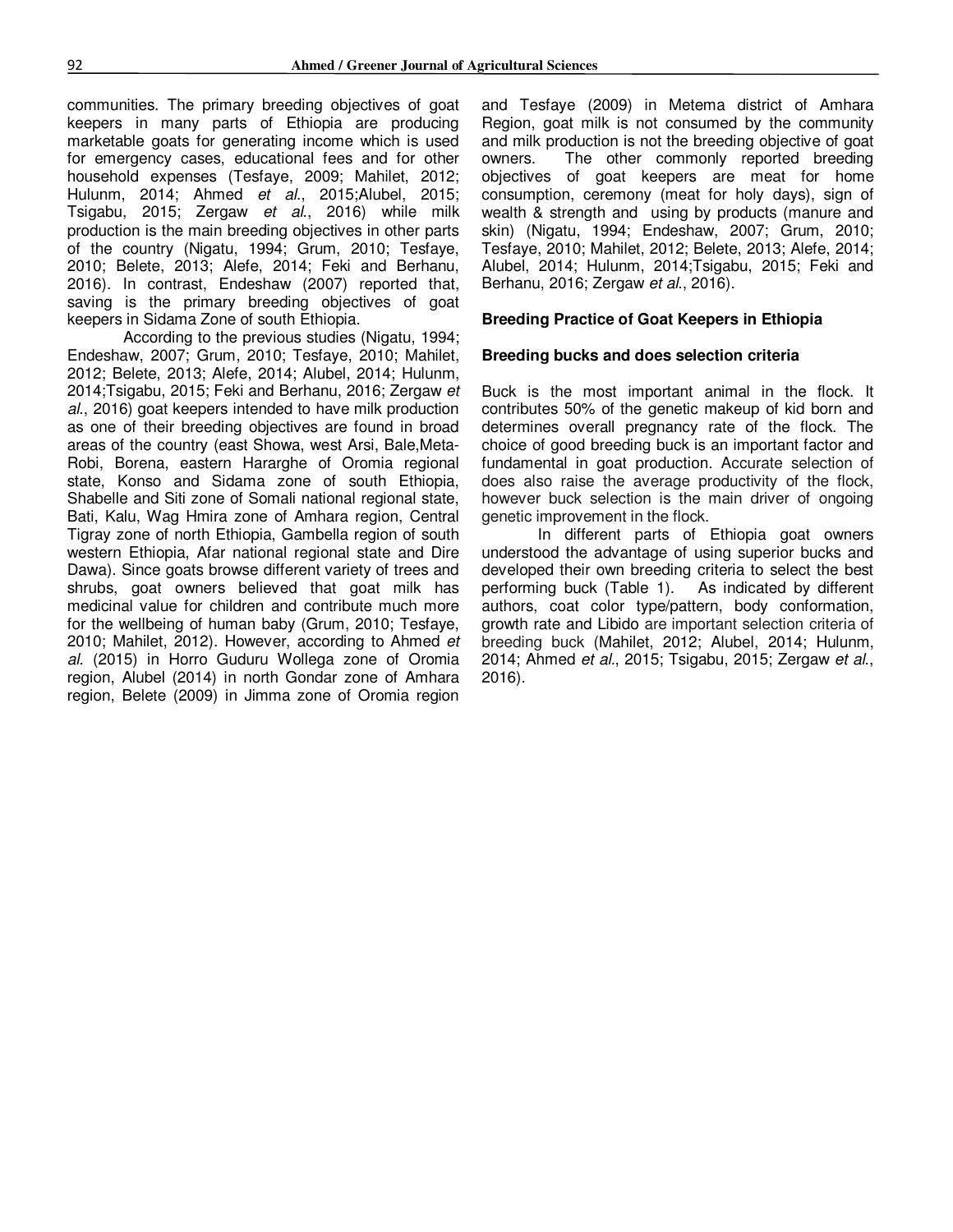communities. The primary breeding objectives of goat keepers in many parts of Ethiopia are producing marketable goats for generating income which is used for emergency cases, educational fees and for other household expenses (Tesfaye, 2009; Mahilet, 2012; Hulunm, 2014; Ahmed *et al*., 2015;Alubel, 2015; Tsigabu, 2015; Zergaw *et al*., 2016) while milk production is the main breeding objectives in other parts of the country (Nigatu, 1994; Grum, 2010; Tesfaye, 2010; Belete, 2013; Alefe, 2014; Feki and Berhanu, 2016). In contrast, Endeshaw (2007) reported that, saving is the primary breeding objectives of goat keepers in Sidama Zone of south Ethiopia.

According to the previous studies (Nigatu, 1994; Endeshaw, 2007; Grum, 2010; Tesfaye, 2010; Mahilet, 2012; Belete, 2013; Alefe, 2014; Alubel, 2014; Hulunm, 2014;Tsigabu, 2015; Feki and Berhanu, 2016; Zergaw *et al*., 2016) goat keepers intended to have milk production as one of their breeding objectives are found in broad areas of the country (east Showa, west Arsi, Bale,Meta-Robi, Borena, eastern Hararghe of Oromia regional state, Konso and Sidama zone of south Ethiopia, Shabelle and Siti zone of Somali national regional state, Bati, Kalu, Wag Hmira zone of Amhara region, Central Tigray zone of north Ethiopia, Gambella region of south western Ethiopia, Afar national regional state and Dire Dawa). Since goats browse different variety of trees and shrubs, goat owners believed that goat milk has medicinal value for children and contribute much more for the wellbeing of human baby (Grum, 2010; Tesfaye, 2010; Mahilet, 2012). However, according to Ahmed *et al.* (2015) in Horro Guduru Wollega zone of Oromia region, Alubel (2014) in north Gondar zone of Amhara region, Belete (2009) in Jimma zone of Oromia region and Tesfaye (2009) in Metema district of Amhara Region, goat milk is not consumed by the community and milk production is not the breeding objective of goat owners. The other commonly reported breeding objectives of goat keepers are meat for home consumption, ceremony (meat for holy days), sign of wealth & strength and using by products (manure and skin) (Nigatu, 1994; Endeshaw, 2007; Grum, 2010; Tesfaye, 2010; Mahilet, 2012; Belete, 2013; Alefe, 2014; Alubel, 2014; Hulunm, 2014;Tsigabu, 2015; Feki and Berhanu, 2016; Zergaw *et al*., 2016).

## Breeding Practice of Goat Keepers in Ethiopia

### Breeding bucks and does selection criteria

Buck is the most important animal in the flock. It contributes 50% of the genetic makeup of kid born and determines overall pregnancy rate of the flock. The choice of good breeding buck is an important factor and fundamental in goat production. Accurate selection of does also raise the average productivity of the flock, however buck selection is the main driver of ongoing genetic improvement in the flock.

In different parts of Ethiopia goat owners understood the advantage of using superior bucks and developed their own breeding criteria to select the best performing buck (Table 1). As indicated by different authors, coat color type/pattern, body conformation, growth rate and Libido are important selection criteria of breeding buck (Mahilet, 2012; Alubel, 2014; Hulunm, 2014; Ahmed *et al*., 2015; Tsigabu, 2015; Zergaw *et al*., 2016).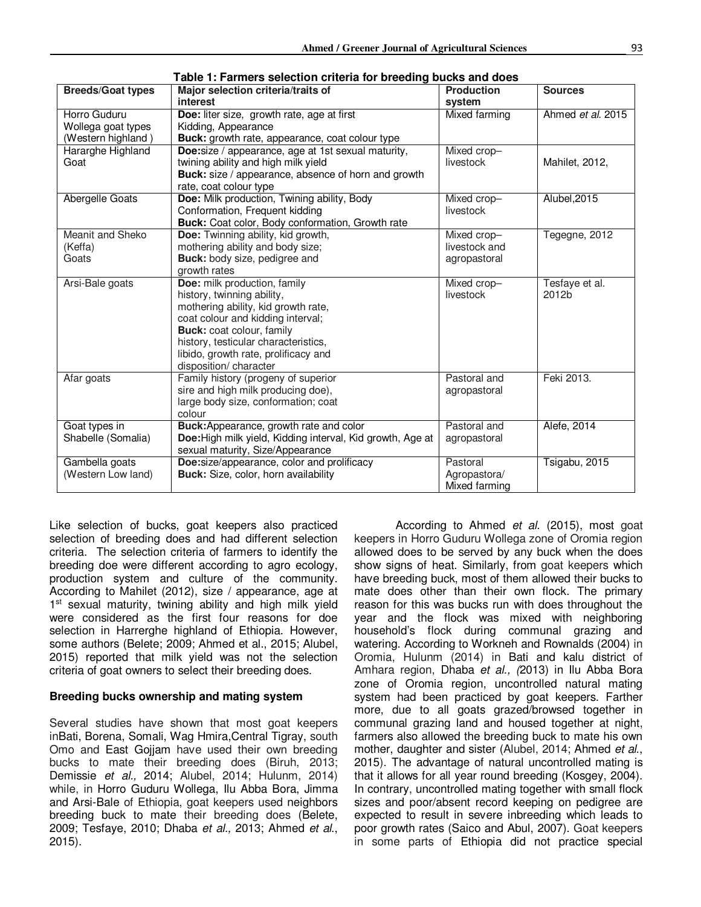**Table 1: Farmers selection criteria for breeding bucks and does**

| Breeds/Goat types | Major selection criteria/traits of interest | Production system | Sources |
|---|---|---|---|
| Horro Guduru Wollega goat types (Western highland ) | **Doe:** liter size, growth rate, age at first Kidding, Appearance **Buck:** growth rate, appearance, coat colour type | Mixed farming | Ahmed *et al.* 2015 |
| Hararghe Highland Goat | **Doe:** size / appearance, age at 1st sexual maturity, twining ability and high milk yield **Buck:** size / appearance, absence of horn and growth rate, coat colour type | Mixed crop–livestock | Mahilet, 2012, |
| Abergelle Goats | **Doe:** Milk production, Twining ability, Body Conformation, Frequent kidding **Buck:** Coat color, Body conformation, Growth rate | Mixed crop–livestock | Alubel,2015 |
| Meanit and Sheko (Keffa) Goats | **Doe:** Twinning ability, kid growth, mothering ability and body size; **Buck:** body size, pedigree and growth rates | Mixed crop–livestock and agropastoral | Tegegne, 2012 |
| Arsi-Bale goats | **Doe:** milk production, family history, twinning ability, mothering ability, kid growth rate, coat colour and kidding interval; **Buck:** coat colour, family history, testicular characteristics, libido, growth rate, prolificacy and disposition/ character | Mixed crop–livestock | Tesfaye et al. 2012b |
| Afar goats | Family history (progeny of superior sire and high milk producing doe), large body size, conformation; coat colour | Pastoral and agropastoral | Feki 2013. |
| Goat types in Shabelle (Somalia) | **Buck:** Appearance, growth rate and color **Doe:** High milk yield, Kidding interval, Kid growth, Age at sexual maturity, Size/Appearance | Pastoral and agropastoral | Alefe, 2014 |
| Gambella goats (Western Low land) | **Doe:** size/appearance, color and prolificacy **Buck:** Size, color, horn availability | Pastoral Agropastora/ Mixed farming | Tsigabu, 2015 |

Like selection of bucks, goat keepers also practiced selection of breeding does and had different selection criteria. The selection criteria of farmers to identify the breeding doe were different according to agro ecology, production system and culture of the community. According to Mahilet (2012), size / appearance, age at 1st sexual maturity, twining ability and high milk yield were considered as the first four reasons for doe selection in Harrerghe highland of Ethiopia. However, some authors (Belete; 2009; Ahmed et al., 2015; Alubel, 2015) reported that milk yield was not the selection criteria of goat owners to select their breeding does.

**Breeding bucks ownership and mating system**

Several studies have shown that most goat keepers inBati, Borena, Somali, Wag Hmira,Central Tigray, south Omo and East Gojjam have used their own breeding bucks to mate their breeding does (Biruh, 2013; Demissie *et al.,* 2014; Alubel, 2014; Hulunm, 2014) while, in Horro Guduru Wollega, Ilu Abba Bora, Jimma and Arsi-Bale of Ethiopia, goat keepers used neighbors breeding buck to mate their breeding does (Belete, 2009; Tesfaye, 2010; Dhaba *et al.,* 2013; Ahmed *et al.*, 2015).

According to Ahmed *et al.* (2015), most goat keepers in Horro Guduru Wollega zone of Oromia region allowed does to be served by any buck when the does show signs of heat. Similarly, from goat keepers which have breeding buck, most of them allowed their bucks to mate does other than their own flock. The primary reason for this was bucks run with does throughout the year and the flock was mixed with neighboring household's flock during communal grazing and watering. According to Workneh and Rownalds (2004) in Oromia, Hulunm (2014) in Bati and kalu district of Amhara region, Dhaba *et al., (*2013) in Ilu Abba Bora zone of Oromia region, uncontrolled natural mating system had been practiced by goat keepers. Farther more, due to all goats grazed/browsed together in communal grazing land and housed together at night, farmers also allowed the breeding buck to mate his own mother, daughter and sister (Alubel, 2014; Ahmed *et al.*, 2015). The advantage of natural uncontrolled mating is that it allows for all year round breeding (Kosgey, 2004). In contrary, uncontrolled mating together with small flock sizes and poor/absent record keeping on pedigree are expected to result in severe inbreeding which leads to poor growth rates (Saico and Abul, 2007). Goat keepers in some parts of Ethiopia did not practice special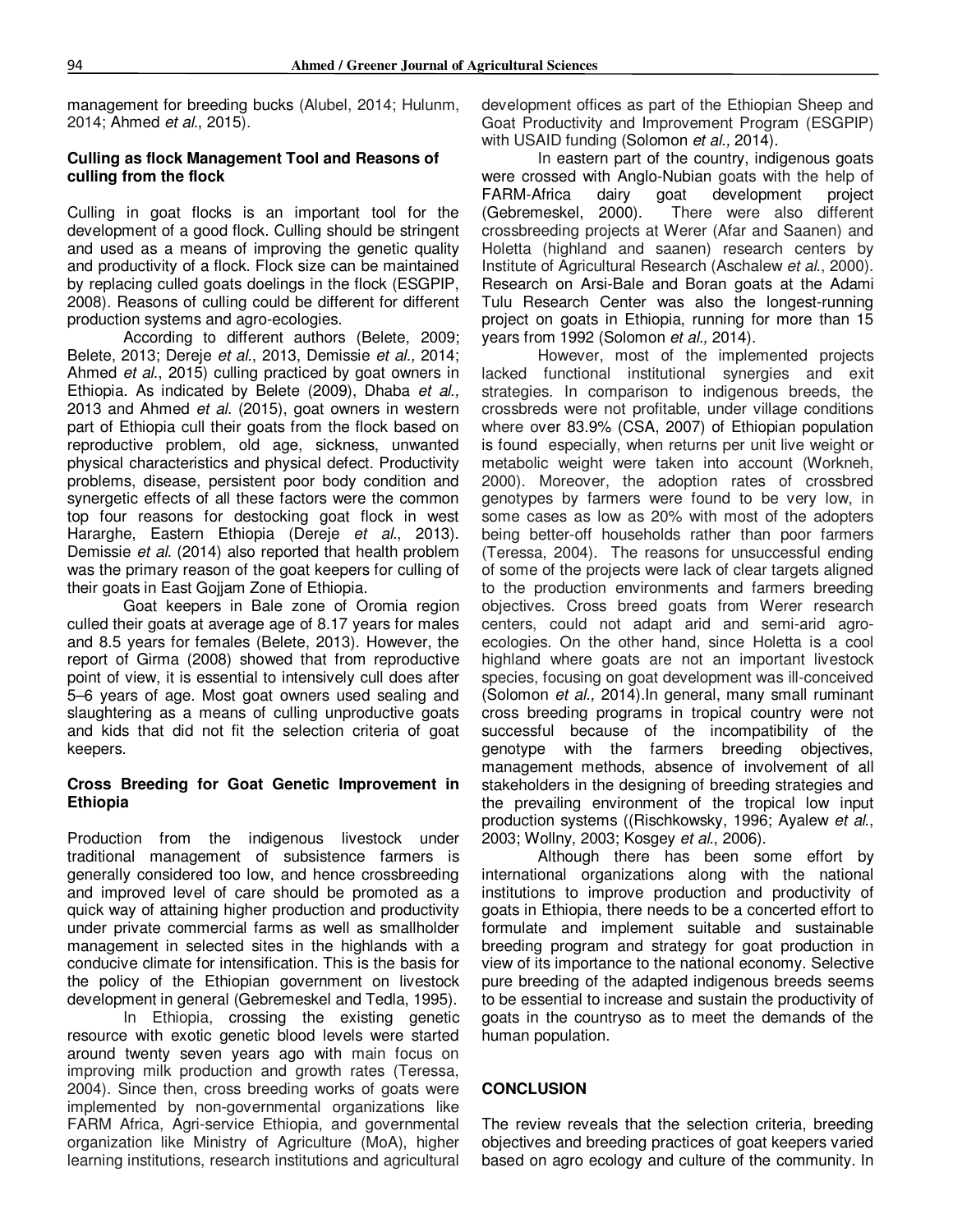management for breeding bucks (Alubel, 2014; Hulunm, 2014; Ahmed *et al*., 2015).

### Culling as flock Management Tool and Reasons of culling from the flock

Culling in goat flocks is an important tool for the development of a good flock. Culling should be stringent and used as a means of improving the genetic quality and productivity of a flock. Flock size can be maintained by replacing culled goats doelings in the flock (ESGPIP, 2008). Reasons of culling could be different for different production systems and agro-ecologies.

According to different authors (Belete, 2009; Belete, 2013; Dereje *et al*., 2013, Demissie *et al.,* 2014; Ahmed *et al*., 2015) culling practiced by goat owners in Ethiopia. As indicated by Belete (2009), Dhaba *et al.,* 2013 and Ahmed *et al.* (2015), goat owners in western part of Ethiopia cull their goats from the flock based on reproductive problem, old age, sickness, unwanted physical characteristics and physical defect. Productivity problems, disease, persistent poor body condition and synergetic effects of all these factors were the common top four reasons for destocking goat flock in west Hararghe, Eastern Ethiopia (Dereje *et al*., 2013). Demissie *et al.* (2014) also reported that health problem was the primary reason of the goat keepers for culling of their goats in East Gojjam Zone of Ethiopia.

Goat keepers in Bale zone of Oromia region culled their goats at average age of 8.17 years for males and 8.5 years for females (Belete, 2013). However, the report of Girma (2008) showed that from reproductive point of view, it is essential to intensively cull does after 5–6 years of age. Most goat owners used sealing and slaughtering as a means of culling unproductive goats and kids that did not fit the selection criteria of goat keepers.

### Cross Breeding for Goat Genetic Improvement in Ethiopia

Production from the indigenous livestock under traditional management of subsistence farmers is generally considered too low, and hence crossbreeding and improved level of care should be promoted as a quick way of attaining higher production and productivity under private commercial farms as well as smallholder management in selected sites in the highlands with a conducive climate for intensification. This is the basis for the policy of the Ethiopian government on livestock development in general (Gebremeskel and Tedla, 1995).

In Ethiopia, crossing the existing genetic resource with exotic genetic blood levels were started around twenty seven years ago with main focus on improving milk production and growth rates (Teressa, 2004). Since then, cross breeding works of goats were implemented by non-governmental organizations like FARM Africa, Agri-service Ethiopia, and governmental organization like Ministry of Agriculture (MoA), higher learning institutions, research institutions and agricultural development offices as part of the Ethiopian Sheep and Goat Productivity and Improvement Program (ESGPIP) with USAID funding (Solomon *et al.,* 2014).

In eastern part of the country, indigenous goats were crossed with Anglo-Nubian goats with the help of FARM-Africa dairy goat development project (Gebremeskel, 2000). There were also different crossbreeding projects at Werer (Afar and Saanen) and Holetta (highland and saanen) research centers by Institute of Agricultural Research (Aschalew *et al*., 2000). Research on Arsi-Bale and Boran goats at the Adami Tulu Research Center was also the longest-running project on goats in Ethiopia, running for more than 15 years from 1992 (Solomon *et al.,* 2014).

However, most of the implemented projects lacked functional institutional synergies and exit strategies. In comparison to indigenous breeds, the crossbreds were not profitable, under village conditions where over 83.9% (CSA, 2007) of Ethiopian population is found especially, when returns per unit live weight or metabolic weight were taken into account (Workneh, 2000). Moreover, the adoption rates of crossbred genotypes by farmers were found to be very low, in some cases as low as 20% with most of the adopters being better-off households rather than poor farmers (Teressa, 2004). The reasons for unsuccessful ending of some of the projects were lack of clear targets aligned to the production environments and farmers breeding objectives. Cross breed goats from Werer research centers, could not adapt arid and semi-arid agro-ecologies. On the other hand, since Holetta is a cool highland where goats are not an important livestock species, focusing on goat development was ill-conceived (Solomon *et al.,* 2014).In general, many small ruminant cross breeding programs in tropical country were not successful because of the incompatibility of the genotype with the farmers breeding objectives, management methods, absence of involvement of all stakeholders in the designing of breeding strategies and the prevailing environment of the tropical low input production systems ((Rischkowsky, 1996; Ayalew *et al*., 2003; Wollny, 2003; Kosgey *et al*., 2006).

Although there has been some effort by international organizations along with the national institutions to improve production and productivity of goats in Ethiopia, there needs to be a concerted effort to formulate and implement suitable and sustainable breeding program and strategy for goat production in view of its importance to the national economy. Selective pure breeding of the adapted indigenous breeds seems to be essential to increase and sustain the productivity of goats in the countryso as to meet the demands of the human population.

## CONCLUSION

The review reveals that the selection criteria, breeding objectives and breeding practices of goat keepers varied based on agro ecology and culture of the community. In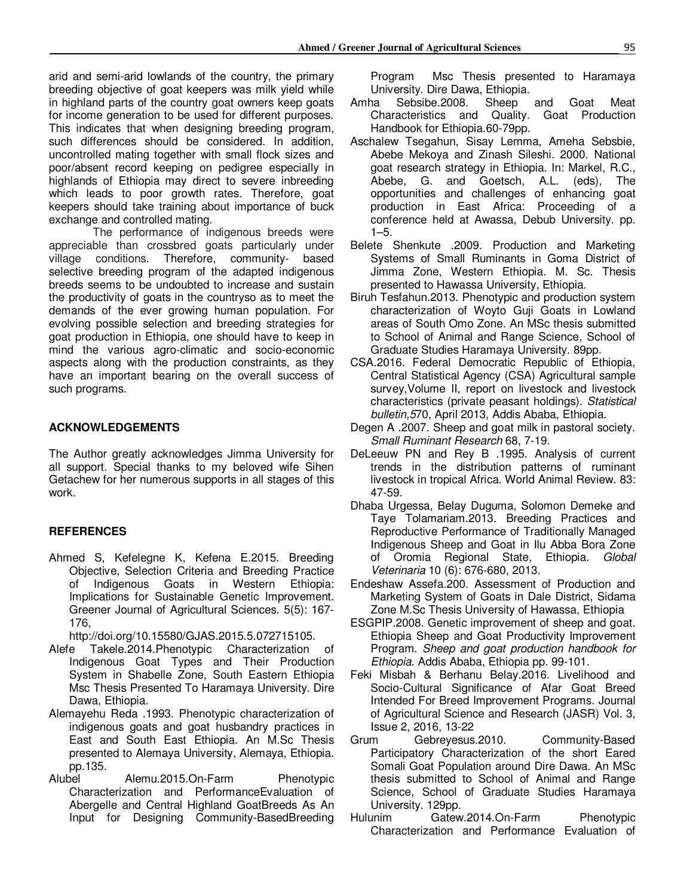arid and semi-arid lowlands of the country, the primary breeding objective of goat keepers was milk yield while in highland parts of the country goat owners keep goats for income generation to be used for different purposes. This indicates that when designing breeding program, such differences should be considered. In addition, uncontrolled mating together with small flock sizes and poor/absent record keeping on pedigree especially in highlands of Ethiopia may direct to severe inbreeding which leads to poor growth rates. Therefore, goat keepers should take training about importance of buck exchange and controlled mating.

The performance of indigenous breeds were appreciable than crossbred goats particularly under village conditions. Therefore, community- based selective breeding program of the adapted indigenous breeds seems to be undoubted to increase and sustain the productivity of goats in the countryso as to meet the demands of the ever growing human population. For evolving possible selection and breeding strategies for goat production in Ethiopia, one should have to keep in mind the various agro-climatic and socio-economic aspects along with the production constraints, as they have an important bearing on the overall success of such programs.

## ACKNOWLEDGEMENTS

The Author greatly acknowledges Jimma University for all support. Special thanks to my beloved wife Sihen Getachew for her numerous supports in all stages of this work.

## REFERENCES

Ahmed S, Kefelegne K, Kefena E.2015. Breeding Objective, Selection Criteria and Breeding Practice of Indigenous Goats in Western Ethiopia: Implications for Sustainable Genetic Improvement. Greener Journal of Agricultural Sciences. 5(5): 167-176, http://doi.org/10.15580/GJAS.2015.5.072715105.

Alefe Takele.2014.Phenotypic Characterization of Indigenous Goat Types and Their Production System in Shabelle Zone, South Eastern Ethiopia Msc Thesis Presented To Haramaya University. Dire Dawa, Ethiopia.

Alemayehu Reda .1993. Phenotypic characterization of indigenous goats and goat husbandry practices in East and South East Ethiopia. An M.Sc Thesis presented to Alemaya University, Alemaya, Ethiopia. pp.135.

Alubel Alemu.2015.On-Farm Phenotypic Characterization and PerformanceEvaluation of Abergelle and Central Highland GoatBreeds As An Input for Designing Community-BasedBreeding Program Msc Thesis presented to Haramaya University. Dire Dawa, Ethiopia.

Amha Sebsibe.2008. Sheep and Goat Meat Characteristics and Quality. Goat Production Handbook for Ethiopia.60-79pp.

Aschalew Tsegahun, Sisay Lemma, Ameha Sebsbie, Abebe Mekoya and Zinash Sileshi. 2000. National goat research strategy in Ethiopia. In: Markel, R.C., Abebe, G. and Goetsch, A.L. (eds), The opportunities and challenges of enhancing goat production in East Africa: Proceeding of a conference held at Awassa, Debub University. pp. 1–5.

Belete Shenkute .2009. Production and Marketing Systems of Small Ruminants in Goma District of Jimma Zone, Western Ethiopia. M. Sc. Thesis presented to Hawassa University, Ethiopia.

Biruh Tesfahun.2013. Phenotypic and production system characterization of Woyto Guji Goats in Lowland areas of South Omo Zone. An MSc thesis submitted to School of Animal and Range Science, School of Graduate Studies Haramaya University. 89pp.

CSA.2016. Federal Democratic Republic of Ethiopia, Central Statistical Agency (CSA) Agricultural sample survey,Volume II, report on livestock and livestock characteristics (private peasant holdings). *Statistical bulletin,57*0, April 2013, Addis Ababa, Ethiopia.

Degen A .2007. Sheep and goat milk in pastoral society. *Small Ruminant Research* 68, 7-19.

DeLeeuw PN and Rey B .1995. Analysis of current trends in the distribution patterns of ruminant livestock in tropical Africa. World Animal Review. 83: 47-59.

Dhaba Urgessa, Belay Duguma, Solomon Demeke and Taye Tolamariam.2013. Breeding Practices and Reproductive Performance of Traditionally Managed Indigenous Sheep and Goat in Ilu Abba Bora Zone of Oromia Regional State, Ethiopia. *Global Veterinaria* 10 (6): 676-680, 2013.

Endeshaw Assefa.200. Assessment of Production and Marketing System of Goats in Dale District, Sidama Zone M.Sc Thesis University of Hawassa, Ethiopia

ESGPIP.2008. Genetic improvement of sheep and goat. Ethiopia Sheep and Goat Productivity Improvement Program. *Sheep and goat production handbook for Ethiopia*. Addis Ababa, Ethiopia pp. 99-101.

Feki Misbah & Berhanu Belay.2016. Livelihood and Socio-Cultural Significance of Afar Goat Breed Intended For Breed Improvement Programs. Journal of Agricultural Science and Research (JASR) Vol. 3, Issue 2, 2016, 13-22

Grum Gebreyesus.2010. Community-Based Participatory Characterization of the short Eared Somali Goat Population around Dire Dawa. An MSc thesis submitted to School of Animal and Range Science, School of Graduate Studies Haramaya University. 129pp.

Hulunim Gatew.2014.On-Farm Phenotypic Characterization and Performance Evaluation of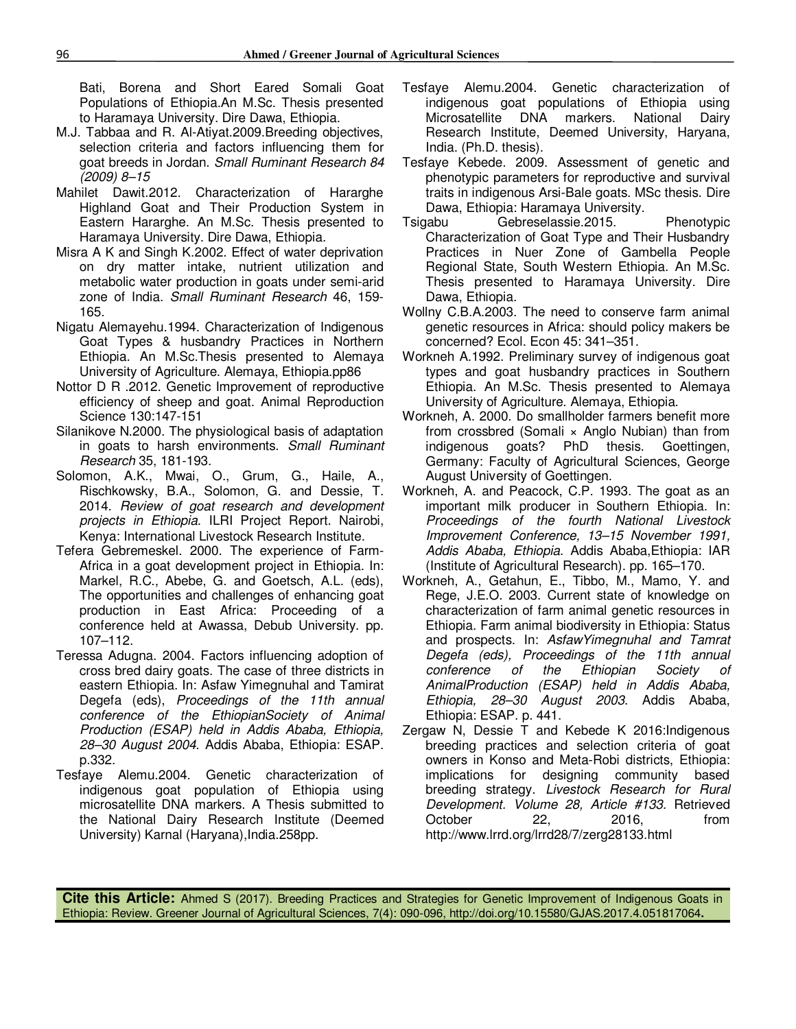Bati, Borena and Short Eared Somali Goat Populations of Ethiopia.An M.Sc. Thesis presented to Haramaya University. Dire Dawa, Ethiopia.

M.J. Tabbaa and R. Al-Atiyat.2009.Breeding objectives, selection criteria and factors influencing them for goat breeds in Jordan. *Small Ruminant Research 84 (2009) 8–15*

Mahilet Dawit.2012. Characterization of Hararghe Highland Goat and Their Production System in Eastern Hararghe. An M.Sc. Thesis presented to Haramaya University. Dire Dawa, Ethiopia.

Misra A K and Singh K.2002. Effect of water deprivation on dry matter intake, nutrient utilization and metabolic water production in goats under semi-arid zone of India. *Small Ruminant Research* 46, 159-165.

Nigatu Alemayehu.1994. Characterization of Indigenous Goat Types & husbandry Practices in Northern Ethiopia. An M.Sc.Thesis presented to Alemaya University of Agriculture. Alemaya, Ethiopia.pp86

Nottor D R .2012. Genetic Improvement of reproductive efficiency of sheep and goat. Animal Reproduction Science 130:147-151

Silanikove N.2000. The physiological basis of adaptation in goats to harsh environments. *Small Ruminant Research* 35, 181-193.

Solomon, A.K., Mwai, O., Grum, G., Haile, A., Rischkowsky, B.A., Solomon, G. and Dessie, T. 2014. *Review of goat research and development projects in Ethiopia*. ILRI Project Report. Nairobi, Kenya: International Livestock Research Institute.

Tefera Gebremeskel. 2000. The experience of Farm-Africa in a goat development project in Ethiopia. In: Markel, R.C., Abebe, G. and Goetsch, A.L. (eds), The opportunities and challenges of enhancing goat production in East Africa: Proceeding of a conference held at Awassa, Debub University. pp. 107–112.

Teressa Adugna. 2004. Factors influencing adoption of cross bred dairy goats. The case of three districts in eastern Ethiopia. In: Asfaw Yimegnuhal and Tamirat Degefa (eds), *Proceedings of the 11th annual conference of the EthiopianSociety of Animal Production (ESAP) held in Addis Ababa, Ethiopia, 28–30 August 2004*. Addis Ababa, Ethiopia: ESAP. p.332.

Tesfaye Alemu.2004. Genetic characterization of indigenous goat population of Ethiopia using microsatellite DNA markers. A Thesis submitted to the National Dairy Research Institute (Deemed University) Karnal (Haryana),India.258pp.

Tesfaye Alemu.2004. Genetic characterization of indigenous goat populations of Ethiopia using Microsatellite DNA markers. National Dairy Research Institute, Deemed University, Haryana, India. (Ph.D. thesis).

Tesfaye Kebede. 2009. Assessment of genetic and phenotypic parameters for reproductive and survival traits in indigenous Arsi-Bale goats. MSc thesis. Dire Dawa, Ethiopia: Haramaya University.

Tsigabu Gebreselassie.2015. Phenotypic Characterization of Goat Type and Their Husbandry Practices in Nuer Zone of Gambella People Regional State, South Western Ethiopia. An M.Sc. Thesis presented to Haramaya University. Dire Dawa, Ethiopia.

Wollny C.B.A.2003. The need to conserve farm animal genetic resources in Africa: should policy makers be concerned? Ecol. Econ 45: 341–351.

Workneh A.1992. Preliminary survey of indigenous goat types and goat husbandry practices in Southern Ethiopia. An M.Sc. Thesis presented to Alemaya University of Agriculture. Alemaya, Ethiopia.

Workneh, A. 2000. Do smallholder farmers benefit more from crossbred (Somali × Anglo Nubian) than from indigenous goats? PhD thesis. Goettingen, Germany: Faculty of Agricultural Sciences, George August University of Goettingen.

Workneh, A. and Peacock, C.P. 1993. The goat as an important milk producer in Southern Ethiopia. In: *Proceedings of the fourth National Livestock Improvement Conference, 13–15 November 1991, Addis Ababa, Ethiopia.* Addis Ababa,Ethiopia: IAR (Institute of Agricultural Research). pp. 165–170.

Workneh, A., Getahun, E., Tibbo, M., Mamo, Y. and Rege, J.E.O. 2003. Current state of knowledge on characterization of farm animal genetic resources in Ethiopia. Farm animal biodiversity in Ethiopia: Status and prospects. In: *AsfawYimegnuhal and Tamrat Degefa (eds), Proceedings of the 11th annual conference of the Ethiopian Society of AnimalProduction (ESAP) held in Addis Ababa, Ethiopia, 28–30 August 2003*. Addis Ababa, Ethiopia: ESAP. p. 441.

Zergaw N, Dessie T and Kebede K 2016:Indigenous breeding practices and selection criteria of goat owners in Konso and Meta-Robi districts, Ethiopia: implications for designing community based breeding strategy. *Livestock Research for Rural Development. Volume 28, Article #133.* Retrieved October 22, 2016, from http://www.lrrd.org/lrrd28/7/zerg28133.html

**Cite this Article:** Ahmed S (2017). Breeding Practices and Strategies for Genetic Improvement of Indigenous Goats in Ethiopia: Review. Greener Journal of Agricultural Sciences, 7(4): 090-096, http://doi.org/10.15580/GJAS.2017.4.051817064**.**